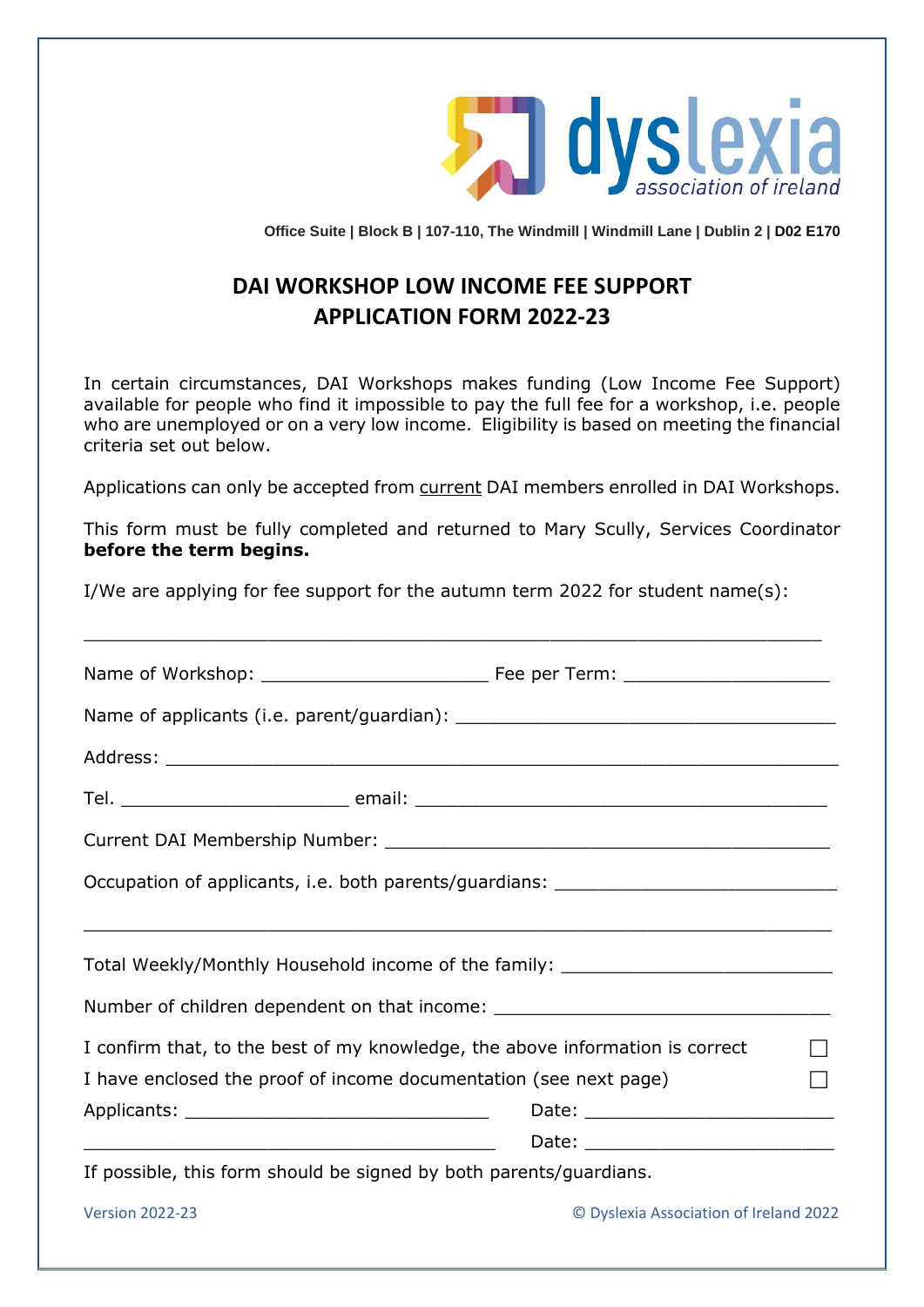dyslexia association of ireland

**Office Suite | Block B | 107-110, The Windmill | Windmill Lane | Dublin 2 | D02 E170**

# DAI WORKSHOP LOW INCOME FEE SUPPORT APPLICATION FORM 2022-23

In certain circumstances, DAI Workshops makes funding (Low Income Fee Support) available for people who find it impossible to pay the full fee for a workshop, i.e. people who are unemployed or on a very low income. Eligibility is based on meeting the financial criteria set out below.

Applications can only be accepted from current DAI members enrolled in DAI Workshops.

This form must be fully completed and returned to Mary Scully, Services Coordinator **before the term begins.**

I/We are applying for fee support for the autumn term 2022 for student name(s):

_______________________________________________________________

Name of Workshop: ____________________ Fee per Term: __________________

Name of applicants (i.e. parent/guardian): ____________________________

Address: _________________________________________________

Tel. ____________________ email: ______________________________

Current DAI Membership Number: ________________________________

Occupation of applicants, i.e. both parents/guardians: ____________________

_______________________________________________________________

Total Weekly/Monthly Household income of the family: ___________________

Number of children dependent on that income: _________________________

I confirm that, to the best of my knowledge, the above information is correct ☐

I have enclosed the proof of income documentation (see next page) ☐

Applicants: ___________________________ Date: ____________________

______________________________________ Date: ____________________

If possible, this form should be signed by both parents/guardians.

Version 2022-23 © Dyslexia Association of Ireland 2022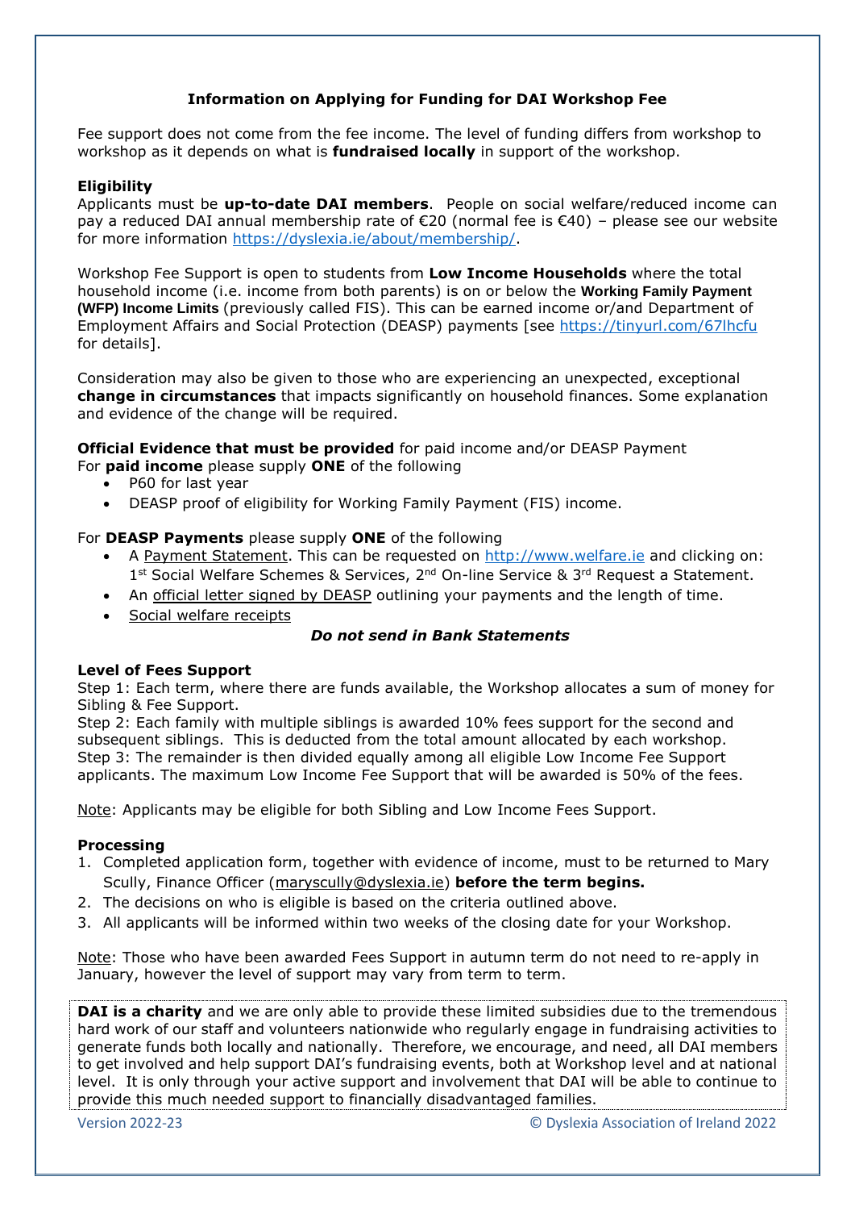## Information on Applying for Funding for DAI Workshop Fee

Fee support does not come from the fee income. The level of funding differs from workshop to workshop as it depends on what is **fundraised locally** in support of the workshop.

**Eligibility**
Applicants must be **up-to-date DAI members**. People on social welfare/reduced income can pay a reduced DAI annual membership rate of €20 (normal fee is €40) – please see our website for more information https://dyslexia.ie/about/membership/.

Workshop Fee Support is open to students from **Low Income Households** where the total household income (i.e. income from both parents) is on or below the **Working Family Payment (WFP) Income Limits** (previously called FIS). This can be earned income or/and Department of Employment Affairs and Social Protection (DEASP) payments [see https://tinyurl.com/67lhcfu for details].

Consideration may also be given to those who are experiencing an unexpected, exceptional **change in circumstances** that impacts significantly on household finances. Some explanation and evidence of the change will be required.

**Official Evidence that must be provided** for paid income and/or DEASP Payment
For **paid income** please supply **ONE** of the following

- P60 for last year
- DEASP proof of eligibility for Working Family Payment (FIS) income.

For **DEASP Payments** please supply **ONE** of the following

- A Payment Statement. This can be requested on http://www.welfare.ie and clicking on: 1st Social Welfare Schemes & Services, 2nd On-line Service & 3rd Request a Statement.
- An official letter signed by DEASP outlining your payments and the length of time.
- Social welfare receipts

***Do not send in Bank Statements***

**Level of Fees Support**
Step 1: Each term, where there are funds available, the Workshop allocates a sum of money for Sibling & Fee Support.
Step 2: Each family with multiple siblings is awarded 10% fees support for the second and subsequent siblings. This is deducted from the total amount allocated by each workshop.
Step 3: The remainder is then divided equally among all eligible Low Income Fee Support applicants. The maximum Low Income Fee Support that will be awarded is 50% of the fees.

Note: Applicants may be eligible for both Sibling and Low Income Fees Support.

**Processing**

1. Completed application form, together with evidence of income, must to be returned to Mary Scully, Finance Officer (maryscully@dyslexia.ie) **before the term begins.**
2. The decisions on who is eligible is based on the criteria outlined above.
3. All applicants will be informed within two weeks of the closing date for your Workshop.

Note: Those who have been awarded Fees Support in autumn term do not need to re-apply in January, however the level of support may vary from term to term.

**DAI is a charity** and we are only able to provide these limited subsidies due to the tremendous hard work of our staff and volunteers nationwide who regularly engage in fundraising activities to generate funds both locally and nationally. Therefore, we encourage, and need, all DAI members to get involved and help support DAI's fundraising events, both at Workshop level and at national level. It is only through your active support and involvement that DAI will be able to continue to provide this much needed support to financially disadvantaged families.

Version 2022-23 © Dyslexia Association of Ireland 2022